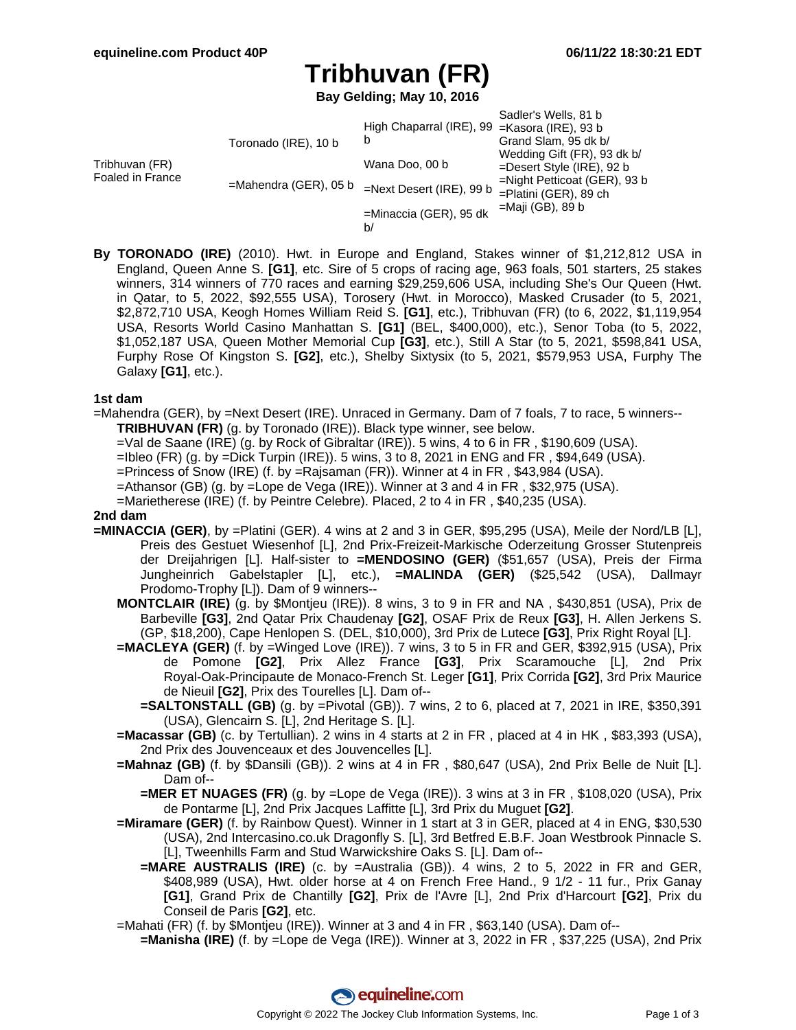# Tribhuvan (FR)

**Bay Gelding; May 10, 2016**

| | | | |
|---|---|---|---|
| Tribhuvan (FR) Foaled in France | Toronado (IRE), 10 b | High Chaparral (IRE), 99 b | Sadler's Wells, 81 b |
| | | | =Kasora (IRE), 93 b |
| | | Wana Doo, 00 b | Grand Slam, 95 dk b/ |
| | | | Wedding Gift (FR), 93 dk b/ |
| | =Mahendra (GER), 05 b | =Next Desert (IRE), 99 b | =Desert Style (IRE), 92 b |
| | | | =Night Petticoat (GER), 93 b |
| | | =Minaccia (GER), 95 dk b/ | =Platini (GER), 89 ch |
| | | | =Maji (GB), 89 b |

**By TORONADO (IRE)** (2010). Hwt. in Europe and England, Stakes winner of $1,212,812 USA in England, Queen Anne S. **[G1]**, etc. Sire of 5 crops of racing age, 963 foals, 501 starters, 25 stakes winners, 314 winners of 770 races and earning $29,259,606 USA, including She's Our Queen (Hwt. in Qatar, to 5, 2022, $92,555 USA), Torosery (Hwt. in Morocco), Masked Crusader (to 5, 2021, $2,872,710 USA, Keogh Homes William Reid S. **[G1]**, etc.), Tribhuvan (FR) (to 6, 2022, $1,119,954 USA, Resorts World Casino Manhattan S. **[G1]** (BEL, $400,000), etc.), Senor Toba (to 5, 2022, $1,052,187 USA, Queen Mother Memorial Cup **[G3]**, etc.), Still A Star (to 5, 2021, $598,841 USA, Furphy Rose Of Kingston S. **[G2]**, etc.), Shelby Sixtysix (to 5, 2021, $579,953 USA, Furphy The Galaxy **[G1]**, etc.).

### 1st dam

=Mahendra (GER), by =Next Desert (IRE). Unraced in Germany. Dam of 7 foals, 7 to race, 5 winners--

- **TRIBHUVAN (FR)** (g. by Toronado (IRE)). Black type winner, see below.
- =Val de Saane (IRE) (g. by Rock of Gibraltar (IRE)). 5 wins, 4 to 6 in FR , $190,609 (USA).
- =Ibleo (FR) (g. by =Dick Turpin (IRE)). 5 wins, 3 to 8, 2021 in ENG and FR , $94,649 (USA).
- =Princess of Snow (IRE) (f. by =Rajsaman (FR)). Winner at 4 in FR , $43,984 (USA).
- =Athansor (GB) (g. by =Lope de Vega (IRE)). Winner at 3 and 4 in FR , $32,975 (USA).
- =Marietherese (IRE) (f. by Peintre Celebre). Placed, 2 to 4 in FR , $40,235 (USA).

### 2nd dam

**=MINACCIA (GER)**, by =Platini (GER). 4 wins at 2 and 3 in GER, $95,295 (USA), Meile der Nord/LB [L], Preis des Gestuet Wiesenhof [L], 2nd Prix-Freizeit-Markische Oderzeitung Grosser Stutenpreis der Dreijahrigen [L]. Half-sister to **=MENDOSINO (GER)** ($51,657 (USA), Preis der Firma Jungheinrich Gabelstapler [L], etc.), **=MALINDA (GER)** ($25,542 (USA), Dallmayr Prodomo-Trophy [L]). Dam of 9 winners--

- **MONTCLAIR (IRE)** (g. by $Montjeu (IRE)). 8 wins, 3 to 9 in FR and NA , $430,851 (USA), Prix de Barbeville **[G3]**, 2nd Qatar Prix Chaudenay **[G2]**, OSAF Prix de Reux **[G3]**, H. Allen Jerkens S. (GP, $18,200), Cape Henlopen S. (DEL, $10,000), 3rd Prix de Lutece **[G3]**, Prix Right Royal [L].
- **=MACLEYA (GER)** (f. by =Winged Love (IRE)). 7 wins, 3 to 5 in FR and GER, $392,915 (USA), Prix de Pomone **[G2]**, Prix Allez France **[G3]**, Prix Scaramouche [L], 2nd Prix Royal-Oak-Principaute de Monaco-French St. Leger **[G1]**, Prix Corrida **[G2]**, 3rd Prix Maurice de Nieuil **[G2]**, Prix des Tourelles [L]. Dam of--
  - **=SALTONSTALL (GB)** (g. by =Pivotal (GB)). 7 wins, 2 to 6, placed at 7, 2021 in IRE, $350,391 (USA), Glencairn S. [L], 2nd Heritage S. [L].
- **=Macassar (GB)** (c. by Tertullian). 2 wins in 4 starts at 2 in FR , placed at 4 in HK , $83,393 (USA), 2nd Prix des Jouvenceaux et des Jouvencelles [L].
- **=Mahnaz (GB)** (f. by $Dansili (GB)). 2 wins at 4 in FR , $80,647 (USA), 2nd Prix Belle de Nuit [L]. Dam of--
  - **=MER ET NUAGES (FR)** (g. by =Lope de Vega (IRE)). 3 wins at 3 in FR , $108,020 (USA), Prix de Pontarme [L], 2nd Prix Jacques Laffitte [L], 3rd Prix du Muguet **[G2]**.
- **=Miramare (GER)** (f. by Rainbow Quest). Winner in 1 start at 3 in GER, placed at 4 in ENG, $30,530 (USA), 2nd Intercasino.co.uk Dragonfly S. [L], 3rd Betfred E.B.F. Joan Westbrook Pinnacle S. [L], Tweenhills Farm and Stud Warwickshire Oaks S. [L]. Dam of--
  - **=MARE AUSTRALIS (IRE)** (c. by =Australia (GB)). 4 wins, 2 to 5, 2022 in FR and GER, $408,989 (USA), Hwt. older horse at 4 on French Free Hand., 9 1/2 - 11 fur., Prix Ganay **[G1]**, Grand Prix de Chantilly **[G2]**, Prix de l'Avre [L], 2nd Prix d'Harcourt **[G2]**, Prix du Conseil de Paris **[G2]**, etc.
- =Mahati (FR) (f. by $Montjeu (IRE)). Winner at 3 and 4 in FR , $63,140 (USA). Dam of--
  - **=Manisha (IRE)** (f. by =Lope de Vega (IRE)). Winner at 3, 2022 in FR , $37,225 (USA), 2nd Prix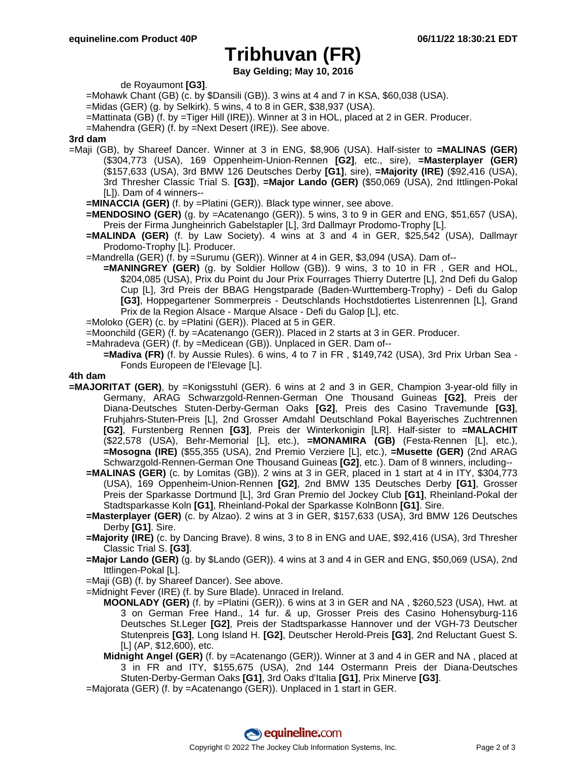# Tribhuvan (FR)

**Bay Gelding; May 10, 2016**

de Royaumont **[G3]**.

=Mohawk Chant (GB) (c. by $Dansili (GB)). 3 wins at 4 and 7 in KSA, $60,038 (USA).

=Midas (GER) (g. by Selkirk). 5 wins, 4 to 8 in GER, $38,937 (USA).

=Mattinata (GB) (f. by =Tiger Hill (IRE)). Winner at 3 in HOL, placed at 2 in GER. Producer.

=Mahendra (GER) (f. by =Next Desert (IRE)). See above.

**3rd dam**

=Maji (GB), by Shareef Dancer. Winner at 3 in ENG, $8,906 (USA). Half-sister to **=MALINAS (GER)** ($304,773 (USA), 169 Oppenheim-Union-Rennen **[G2]**, etc., sire), **=Masterplayer (GER)** ($157,633 (USA), 3rd BMW 126 Deutsches Derby **[G1]**, sire), **=Majority (IRE)** ($92,416 (USA), 3rd Thresher Classic Trial S. **[G3]**), **=Major Lando (GER)** ($50,069 (USA), 2nd Ittlingen-Pokal [L]). Dam of 4 winners--

**=MINACCIA (GER)** (f. by =Platini (GER)). Black type winner, see above.

**=MENDOSINO (GER)** (g. by =Acatenango (GER)). 5 wins, 3 to 9 in GER and ENG, $51,657 (USA), Preis der Firma Jungheinrich Gabelstapler [L], 3rd Dallmayr Prodomo-Trophy [L].

**=MALINDA (GER)** (f. by Law Society). 4 wins at 3 and 4 in GER, $25,542 (USA), Dallmayr Prodomo-Trophy [L]. Producer.

=Mandrella (GER) (f. by =Surumu (GER)). Winner at 4 in GER, $3,094 (USA). Dam of--

**=MANINGREY (GER)** (g. by Soldier Hollow (GB)). 9 wins, 3 to 10 in FR , GER and HOL, $204,085 (USA), Prix du Point du Jour Prix Fourrages Thierry Dutertre [L], 2nd Defi du Galop Cup [L], 3rd Preis der BBAG Hengstparade (Baden-Wurttemberg-Trophy) - Defi du Galop **[G3]**, Hoppegartener Sommerpreis - Deutschlands Hochstdotiertes Listenrennen [L], Grand Prix de la Region Alsace - Marque Alsace - Defi du Galop [L], etc.

=Moloko (GER) (c. by =Platini (GER)). Placed at 5 in GER.

=Moonchild (GER) (f. by =Acatenango (GER)). Placed in 2 starts at 3 in GER. Producer.

=Mahradeva (GER) (f. by =Medicean (GB)). Unplaced in GER. Dam of--

**=Madiva (FR)** (f. by Aussie Rules). 6 wins, 4 to 7 in FR , $149,742 (USA), 3rd Prix Urban Sea - Fonds Europeen de l'Elevage [L].

**4th dam**

**=MAJORITAT (GER)**, by =Konigsstuhl (GER). 6 wins at 2 and 3 in GER, Champion 3-year-old filly in Germany, ARAG Schwarzgold-Rennen-German One Thousand Guineas **[G2]**, Preis der Diana-Deutsches Stuten-Derby-German Oaks **[G2]**, Preis des Casino Travemunde **[G3]**, Fruhjahrs-Stuten-Preis [L], 2nd Grosser Amdahl Deutschland Pokal Bayerisches Zuchtrennen **[G2]**, Furstenberg Rennen **[G3]**, Preis der Winterkonigin [LR]. Half-sister to **=MALACHIT** ($22,578 (USA), Behr-Memorial [L], etc.), **=MONAMIRA (GB)** (Festa-Rennen [L], etc.), **=Mosogna (IRE)** ($55,355 (USA), 2nd Premio Verziere [L], etc.), **=Musette (GER)** (2nd ARAG Schwarzgold-Rennen-German One Thousand Guineas **[G2]**, etc.). Dam of 8 winners, including--

**=MALINAS (GER)** (c. by Lomitas (GB)). 2 wins at 3 in GER, placed in 1 start at 4 in ITY, $304,773 (USA), 169 Oppenheim-Union-Rennen **[G2]**, 2nd BMW 135 Deutsches Derby **[G1]**, Grosser Preis der Sparkasse Dortmund [L], 3rd Gran Premio del Jockey Club **[G1]**, Rheinland-Pokal der Stadtsparkasse Koln **[G1]**, Rheinland-Pokal der Sparkasse KolnBonn **[G1]**. Sire.

**=Masterplayer (GER)** (c. by Alzao). 2 wins at 3 in GER, $157,633 (USA), 3rd BMW 126 Deutsches Derby **[G1]**. Sire.

**=Majority (IRE)** (c. by Dancing Brave). 8 wins, 3 to 8 in ENG and UAE, $92,416 (USA), 3rd Thresher Classic Trial S. **[G3]**.

**=Major Lando (GER)** (g. by $Lando (GER)). 4 wins at 3 and 4 in GER and ENG, $50,069 (USA), 2nd Ittlingen-Pokal [L].

=Maji (GB) (f. by Shareef Dancer). See above.

=Midnight Fever (IRE) (f. by Sure Blade). Unraced in Ireland.

**MOONLADY (GER)** (f. by =Platini (GER)). 6 wins at 3 in GER and NA , $260,523 (USA), Hwt. at 3 on German Free Hand., 14 fur. & up, Grosser Preis des Casino Hohensyburg-116 Deutsches St.Leger **[G2]**, Preis der Stadtsparkasse Hannover und der VGH-73 Deutscher Stutenpreis **[G3]**, Long Island H. **[G2]**, Deutscher Herold-Preis **[G3]**, 2nd Reluctant Guest S. [L] (AP, $12,600), etc.

**Midnight Angel (GER)** (f. by =Acatenango (GER)). Winner at 3 and 4 in GER and NA , placed at 3 in FR and ITY, $155,675 (USA), 2nd 144 Ostermann Preis der Diana-Deutsches Stuten-Derby-German Oaks **[G1]**, 3rd Oaks d'Italia **[G1]**, Prix Minerve **[G3]**.

=Majorata (GER) (f. by =Acatenango (GER)). Unplaced in 1 start in GER.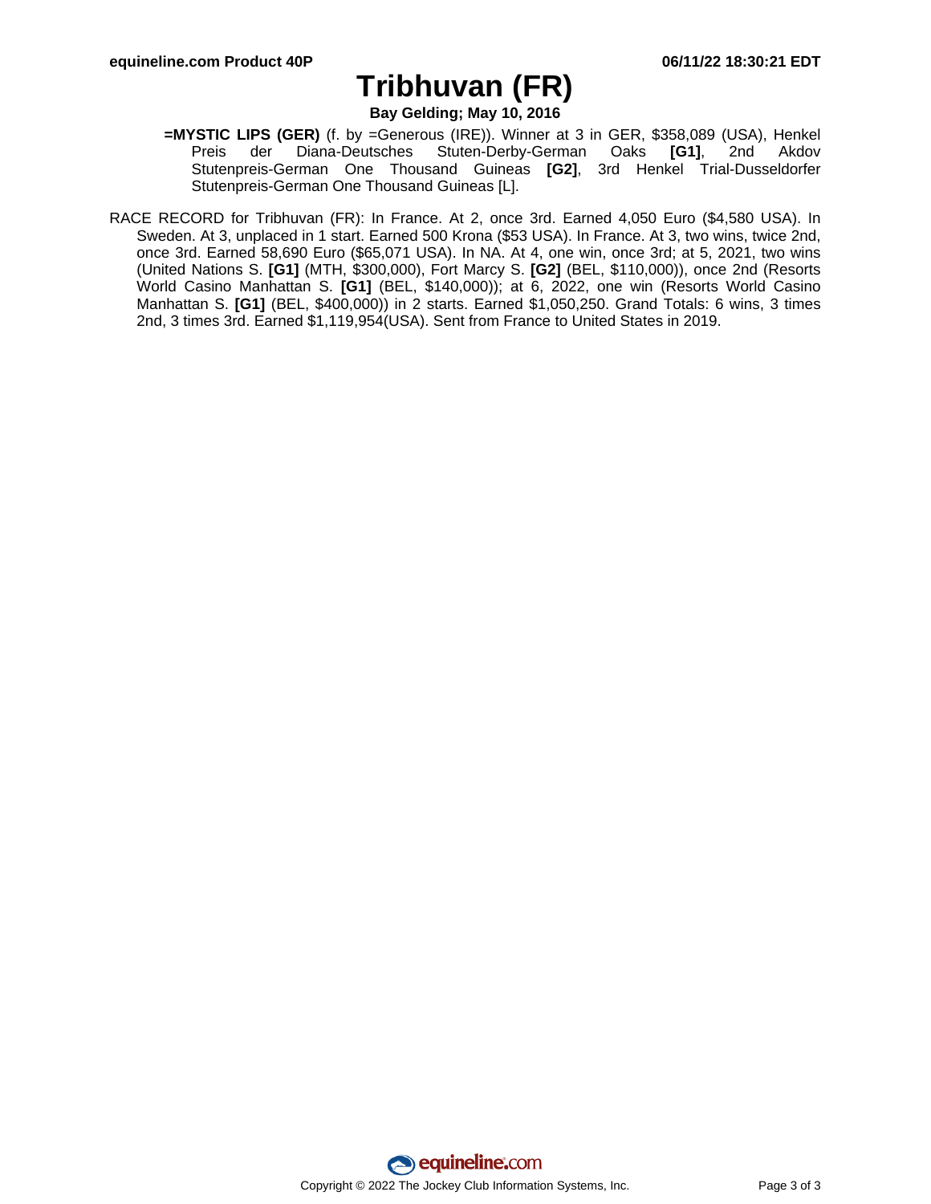# Tribhuvan (FR)

**Bay Gelding; May 10, 2016**

**=MYSTIC LIPS (GER)** (f. by =Generous (IRE)). Winner at 3 in GER, $358,089 (USA), Henkel Preis der Diana-Deutsches Stuten-Derby-German Oaks **[G1]**, 2nd Akdov Stutenpreis-German One Thousand Guineas **[G2]**, 3rd Henkel Trial-Dusseldorfer Stutenpreis-German One Thousand Guineas [L].

RACE RECORD for Tribhuvan (FR): In France. At 2, once 3rd. Earned 4,050 Euro ($4,580 USA). In Sweden. At 3, unplaced in 1 start. Earned 500 Krona ($53 USA). In France. At 3, two wins, twice 2nd, once 3rd. Earned 58,690 Euro ($65,071 USA). In NA. At 4, one win, once 3rd; at 5, 2021, two wins (United Nations S. **[G1]** (MTH, $300,000), Fort Marcy S. **[G2]** (BEL, $110,000)), once 2nd (Resorts World Casino Manhattan S. **[G1]** (BEL, $140,000)); at 6, 2022, one win (Resorts World Casino Manhattan S. **[G1]** (BEL, $400,000)) in 2 starts. Earned $1,050,250. Grand Totals: 6 wins, 3 times 2nd, 3 times 3rd. Earned $1,119,954(USA). Sent from France to United States in 2019.